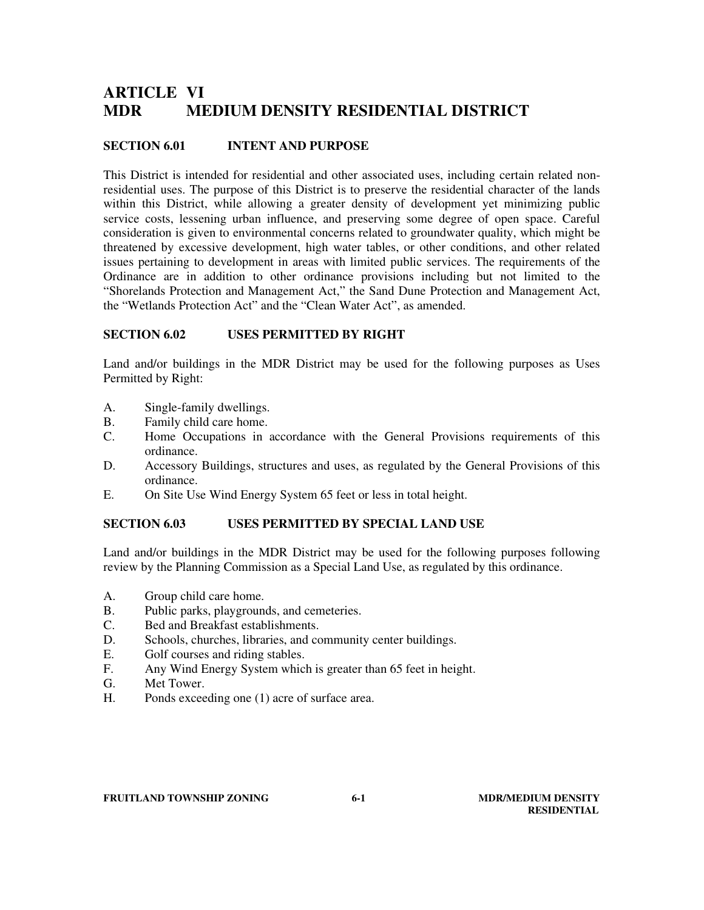# ARTICLE VI
# MDR MEDIUM DENSITY RESIDENTIAL DISTRICT

## SECTION 6.01 INTENT AND PURPOSE

This District is intended for residential and other associated uses, including certain related non-residential uses. The purpose of this District is to preserve the residential character of the lands within this District, while allowing a greater density of development yet minimizing public service costs, lessening urban influence, and preserving some degree of open space. Careful consideration is given to environmental concerns related to groundwater quality, which might be threatened by excessive development, high water tables, or other conditions, and other related issues pertaining to development in areas with limited public services. The requirements of the Ordinance are in addition to other ordinance provisions including but not limited to the "Shorelands Protection and Management Act," the Sand Dune Protection and Management Act, the "Wetlands Protection Act" and the "Clean Water Act", as amended.

## SECTION 6.02 USES PERMITTED BY RIGHT

Land and/or buildings in the MDR District may be used for the following purposes as Uses Permitted by Right:

A. Single-family dwellings.
B. Family child care home.
C. Home Occupations in accordance with the General Provisions requirements of this ordinance.
D. Accessory Buildings, structures and uses, as regulated by the General Provisions of this ordinance.
E. On Site Use Wind Energy System 65 feet or less in total height.

## SECTION 6.03 USES PERMITTED BY SPECIAL LAND USE

Land and/or buildings in the MDR District may be used for the following purposes following review by the Planning Commission as a Special Land Use, as regulated by this ordinance.

A. Group child care home.
B. Public parks, playgrounds, and cemeteries.
C. Bed and Breakfast establishments.
D. Schools, churches, libraries, and community center buildings.
E. Golf courses and riding stables.
F. Any Wind Energy System which is greater than 65 feet in height.
G. Met Tower.
H. Ponds exceeding one (1) acre of surface area.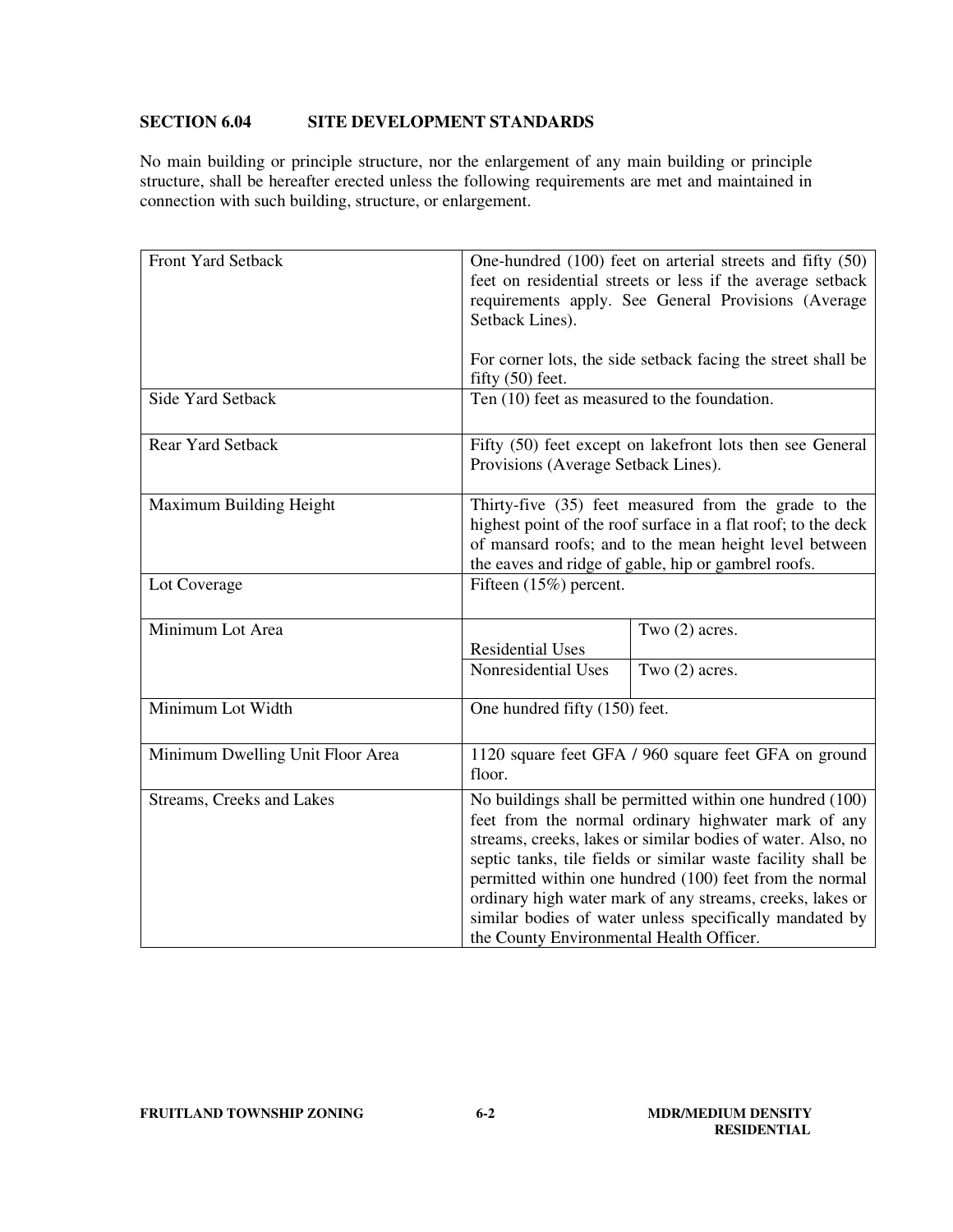## SECTION 6.04 SITE DEVELOPMENT STANDARDS

No main building or principle structure, nor the enlargement of any main building or principle structure, shall be hereafter erected unless the following requirements are met and maintained in connection with such building, structure, or enlargement.

| | | |
|---|---|---|
| Front Yard Setback | One-hundred (100) feet on arterial streets and fifty (50) feet on residential streets or less if the average setback requirements apply. See General Provisions (Average Setback Lines).<br><br>For corner lots, the side setback facing the street shall be fifty (50) feet. | |
| Side Yard Setback | Ten (10) feet as measured to the foundation. | |
| Rear Yard Setback | Fifty (50) feet except on lakefront lots then see General Provisions (Average Setback Lines). | |
| Maximum Building Height | Thirty-five (35) feet measured from the grade to the highest point of the roof surface in a flat roof; to the deck of mansard roofs; and to the mean height level between the eaves and ridge of gable, hip or gambrel roofs. | |
| Lot Coverage | Fifteen (15%) percent. | |
| Minimum Lot Area | Residential Uses | Two (2) acres. |
| | Nonresidential Uses | Two (2) acres. |
| Minimum Lot Width | One hundred fifty (150) feet. | |
| Minimum Dwelling Unit Floor Area | 1120 square feet GFA / 960 square feet GFA on ground floor. | |
| Streams, Creeks and Lakes | No buildings shall be permitted within one hundred (100) feet from the normal ordinary highwater mark of any streams, creeks, lakes or similar bodies of water. Also, no septic tanks, tile fields or similar waste facility shall be permitted within one hundred (100) feet from the normal ordinary high water mark of any streams, creeks, lakes or similar bodies of water unless specifically mandated by the County Environmental Health Officer. | |